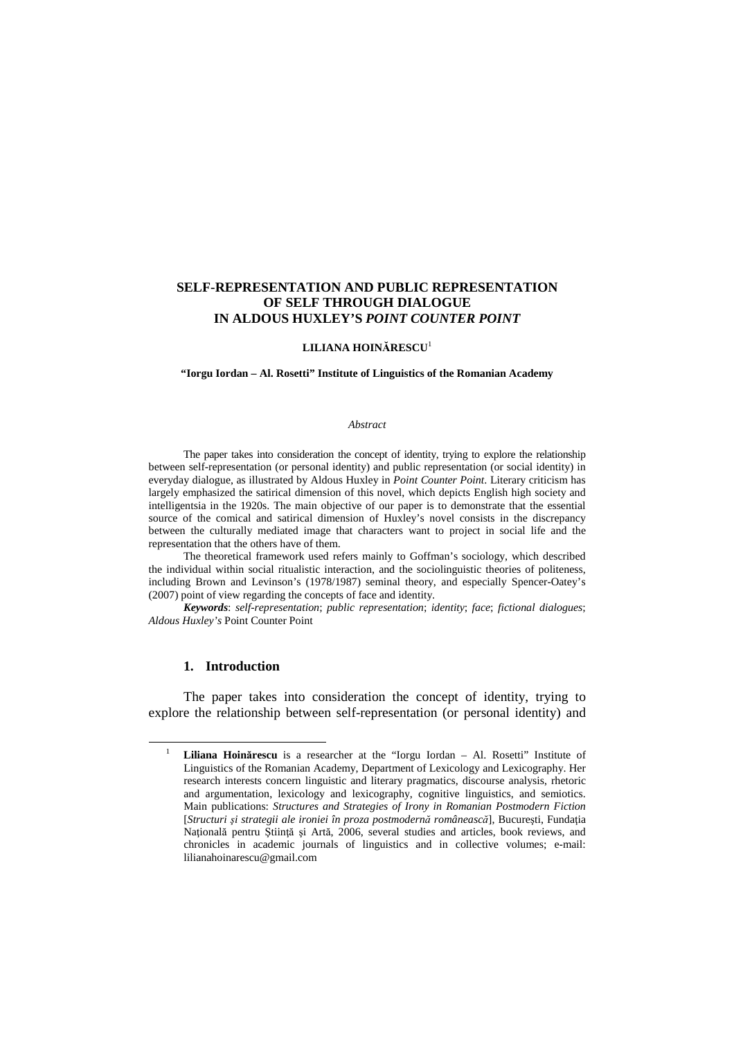# SELF-REPRESENTATION AND PUBLIC REPRESENTATION OF SELF THROUGH DIALOGUE IN ALDOUS HUXLEY'S *POINT COUNTER POINT*

**LILIANA HOINĂRESCU**[1]

**"Iorgu Iordan – Al. Rosetti" Institute of Linguistics of the Romanian Academy**

*Abstract*

The paper takes into consideration the concept of identity, trying to explore the relationship between self-representation (or personal identity) and public representation (or social identity) in everyday dialogue, as illustrated by Aldous Huxley in *Point Counter Point*. Literary criticism has largely emphasized the satirical dimension of this novel, which depicts English high society and intelligentsia in the 1920s. The main objective of our paper is to demonstrate that the essential source of the comical and satirical dimension of Huxley's novel consists in the discrepancy between the culturally mediated image that characters want to project in social life and the representation that the others have of them.

The theoretical framework used refers mainly to Goffman's sociology, which described the individual within social ritualistic interaction, and the sociolinguistic theories of politeness, including Brown and Levinson's (1978/1987) seminal theory, and especially Spencer-Oatey's (2007) point of view regarding the concepts of face and identity.

***Keywords***: *self-representation*; *public representation*; *identity*; *face*; *fictional dialogues*; *Aldous Huxley's* Point Counter Point

## 1. Introduction

The paper takes into consideration the concept of identity, trying to explore the relationship between self-representation (or personal identity) and

---

[1] **Liliana Hoinărescu** is a researcher at the "Iorgu Iordan – Al. Rosetti" Institute of Linguistics of the Romanian Academy, Department of Lexicology and Lexicography. Her research interests concern linguistic and literary pragmatics, discourse analysis, rhetoric and argumentation, lexicology and lexicography, cognitive linguistics, and semiotics. Main publications: *Structures and Strategies of Irony in Romanian Postmodern Fiction* [*Structuri şi strategii ale ironiei în proza postmodernă românească*], Bucureşti, Fundaţia Naţională pentru Ştiinţă şi Artă, 2006, several studies and articles, book reviews, and chronicles in academic journals of linguistics and in collective volumes; e-mail: lilianahoinarescu@gmail.com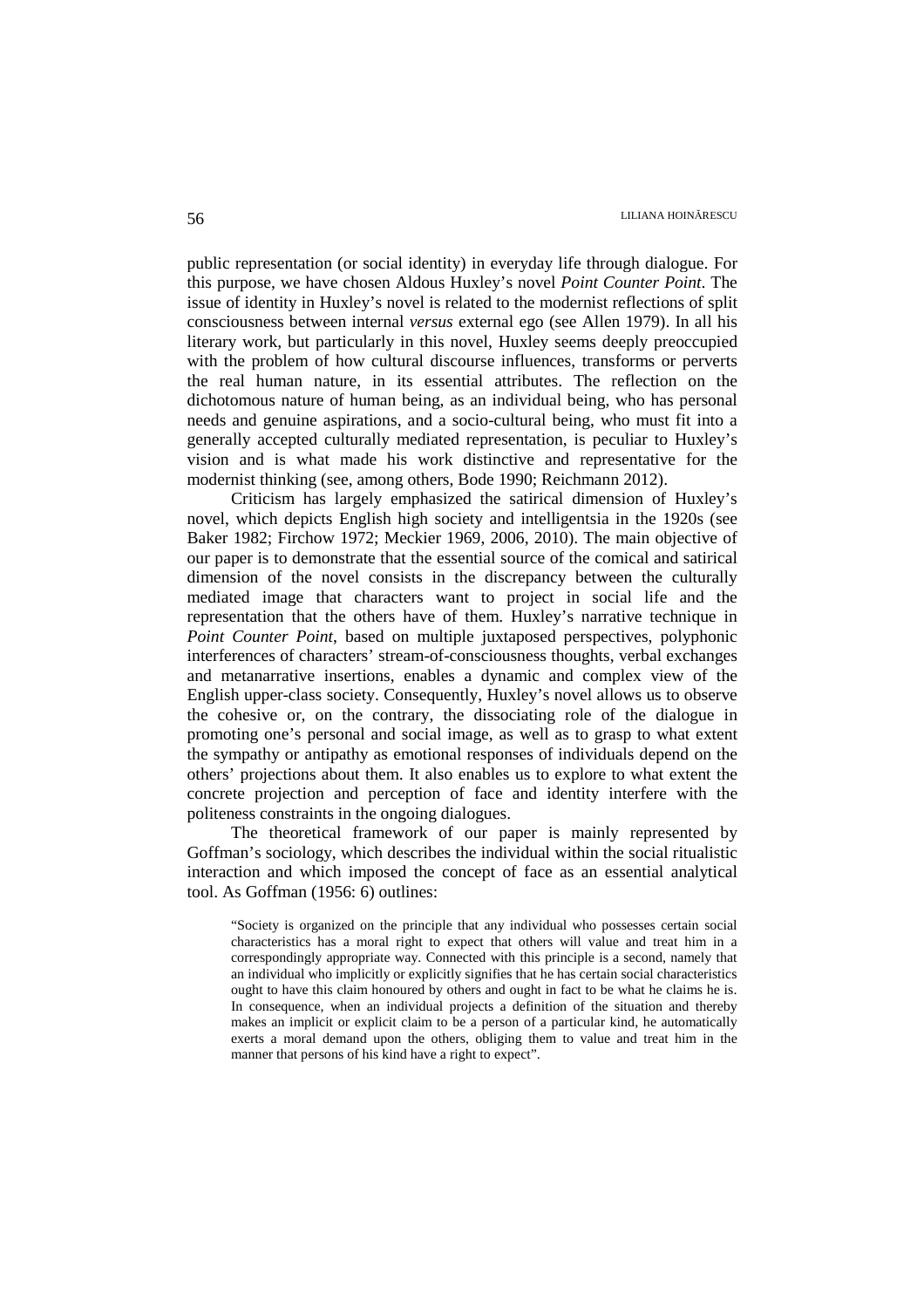public representation (or social identity) in everyday life through dialogue. For this purpose, we have chosen Aldous Huxley's novel *Point Counter Point*. The issue of identity in Huxley's novel is related to the modernist reflections of split consciousness between internal *versus* external ego (see Allen 1979). In all his literary work, but particularly in this novel, Huxley seems deeply preoccupied with the problem of how cultural discourse influences, transforms or perverts the real human nature, in its essential attributes. The reflection on the dichotomous nature of human being, as an individual being, who has personal needs and genuine aspirations, and a socio-cultural being, who must fit into a generally accepted culturally mediated representation, is peculiar to Huxley's vision and is what made his work distinctive and representative for the modernist thinking (see, among others, Bode 1990; Reichmann 2012).

Criticism has largely emphasized the satirical dimension of Huxley's novel, which depicts English high society and intelligentsia in the 1920s (see Baker 1982; Firchow 1972; Meckier 1969, 2006, 2010). The main objective of our paper is to demonstrate that the essential source of the comical and satirical dimension of the novel consists in the discrepancy between the culturally mediated image that characters want to project in social life and the representation that the others have of them. Huxley's narrative technique in *Point Counter Point*, based on multiple juxtaposed perspectives, polyphonic interferences of characters' stream-of-consciousness thoughts, verbal exchanges and metanarrative insertions, enables a dynamic and complex view of the English upper-class society. Consequently, Huxley's novel allows us to observe the cohesive or, on the contrary, the dissociating role of the dialogue in promoting one's personal and social image, as well as to grasp to what extent the sympathy or antipathy as emotional responses of individuals depend on the others' projections about them. It also enables us to explore to what extent the concrete projection and perception of face and identity interfere with the politeness constraints in the ongoing dialogues.

The theoretical framework of our paper is mainly represented by Goffman's sociology, which describes the individual within the social ritualistic interaction and which imposed the concept of face as an essential analytical tool. As Goffman (1956: 6) outlines:

> "Society is organized on the principle that any individual who possesses certain social characteristics has a moral right to expect that others will value and treat him in a correspondingly appropriate way. Connected with this principle is a second, namely that an individual who implicitly or explicitly signifies that he has certain social characteristics ought to have this claim honoured by others and ought in fact to be what he claims he is. In consequence, when an individual projects a definition of the situation and thereby makes an implicit or explicit claim to be a person of a particular kind, he automatically exerts a moral demand upon the others, obliging them to value and treat him in the manner that persons of his kind have a right to expect".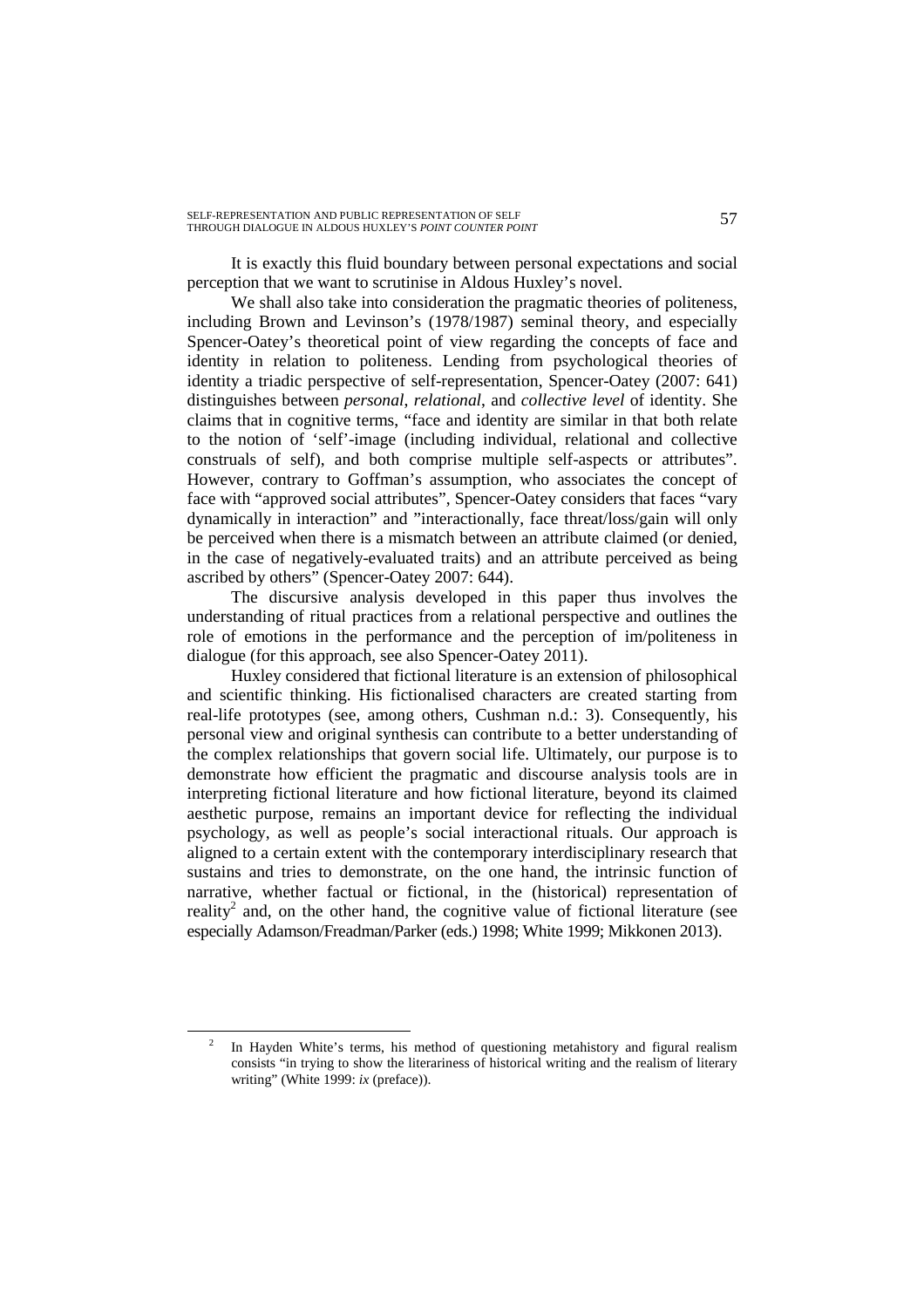It is exactly this fluid boundary between personal expectations and social perception that we want to scrutinise in Aldous Huxley's novel.

We shall also take into consideration the pragmatic theories of politeness, including Brown and Levinson's (1978/1987) seminal theory, and especially Spencer-Oatey's theoretical point of view regarding the concepts of face and identity in relation to politeness. Lending from psychological theories of identity a triadic perspective of self-representation, Spencer-Oatey (2007: 641) distinguishes between *personal*, *relational*, and *collective level* of identity. She claims that in cognitive terms, "face and identity are similar in that both relate to the notion of 'self'-image (including individual, relational and collective construals of self), and both comprise multiple self-aspects or attributes". However, contrary to Goffman's assumption, who associates the concept of face with "approved social attributes", Spencer-Oatey considers that faces "vary dynamically in interaction" and "interactionally, face threat/loss/gain will only be perceived when there is a mismatch between an attribute claimed (or denied, in the case of negatively-evaluated traits) and an attribute perceived as being ascribed by others" (Spencer-Oatey 2007: 644).

The discursive analysis developed in this paper thus involves the understanding of ritual practices from a relational perspective and outlines the role of emotions in the performance and the perception of im/politeness in dialogue (for this approach, see also Spencer-Oatey 2011).

Huxley considered that fictional literature is an extension of philosophical and scientific thinking. His fictionalised characters are created starting from real-life prototypes (see, among others, Cushman n.d.: 3). Consequently, his personal view and original synthesis can contribute to a better understanding of the complex relationships that govern social life. Ultimately, our purpose is to demonstrate how efficient the pragmatic and discourse analysis tools are in interpreting fictional literature and how fictional literature, beyond its claimed aesthetic purpose, remains an important device for reflecting the individual psychology, as well as people's social interactional rituals. Our approach is aligned to a certain extent with the contemporary interdisciplinary research that sustains and tries to demonstrate, on the one hand, the intrinsic function of narrative, whether factual or fictional, in the (historical) representation of reality[2] and, on the other hand, the cognitive value of fictional literature (see especially Adamson/Freadman/Parker (eds.) 1998; White 1999; Mikkonen 2013).

[2] In Hayden White's terms, his method of questioning metahistory and figural realism consists "in trying to show the literariness of historical writing and the realism of literary writing" (White 1999: *ix* (preface)).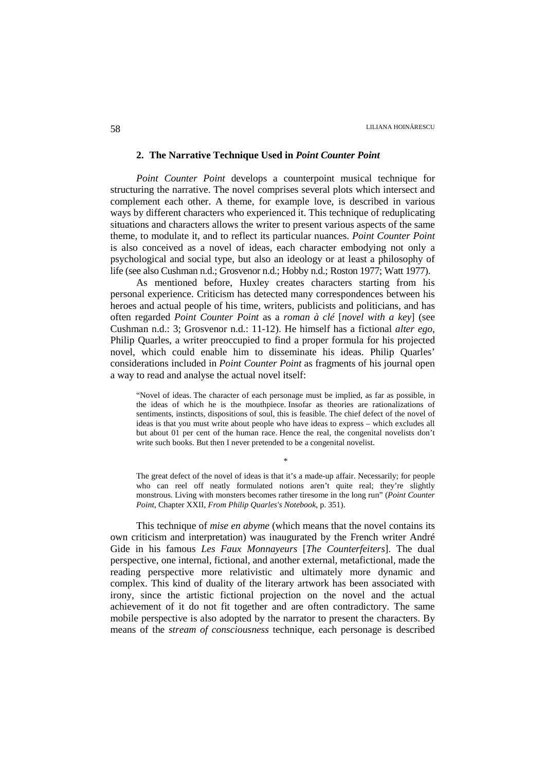## 2. The Narrative Technique Used in *Point Counter Point*

*Point Counter Point* develops a counterpoint musical technique for structuring the narrative. The novel comprises several plots which intersect and complement each other. A theme, for example love, is described in various ways by different characters who experienced it. This technique of reduplicating situations and characters allows the writer to present various aspects of the same theme, to modulate it, and to reflect its particular nuances. *Point Counter Point* is also conceived as a novel of ideas, each character embodying not only a psychological and social type, but also an ideology or at least a philosophy of life (see also Cushman n.d.; Grosvenor n.d.; Hobby n.d.; Roston 1977; Watt 1977).

As mentioned before, Huxley creates characters starting from his personal experience. Criticism has detected many correspondences between his heroes and actual people of his time, writers, publicists and politicians, and has often regarded *Point Counter Point* as a *roman à clé* [*novel with a key*] (see Cushman n.d.: 3; Grosvenor n.d.: 11-12). He himself has a fictional *alter ego*, Philip Quarles, a writer preoccupied to find a proper formula for his projected novel, which could enable him to disseminate his ideas. Philip Quarles' considerations included in *Point Counter Point* as fragments of his journal open a way to read and analyse the actual novel itself:

> "Novel of ideas. The character of each personage must be implied, as far as possible, in the ideas of which he is the mouthpiece. Insofar as theories are rationalizations of sentiments, instincts, dispositions of soul, this is feasible. The chief defect of the novel of ideas is that you must write about people who have ideas to express – which excludes all but about 01 per cent of the human race. Hence the real, the congenital novelists don't write such books. But then I never pretended to be a congenital novelist.
>
> *
>
> The great defect of the novel of ideas is that it's a made-up affair. Necessarily; for people who can reel off neatly formulated notions aren't quite real; they're slightly monstrous. Living with monsters becomes rather tiresome in the long run" (*Point Counter Point*, Chapter XXII, *From Philip Quarles's Notebook*, p. 351).

This technique of *mise en abyme* (which means that the novel contains its own criticism and interpretation) was inaugurated by the French writer André Gide in his famous *Les Faux Monnayeurs* [*The Counterfeiters*]. The dual perspective, one internal, fictional, and another external, metafictional, made the reading perspective more relativistic and ultimately more dynamic and complex. This kind of duality of the literary artwork has been associated with irony, since the artistic fictional projection on the novel and the actual achievement of it do not fit together and are often contradictory. The same mobile perspective is also adopted by the narrator to present the characters. By means of the *stream of consciousness* technique, each personage is described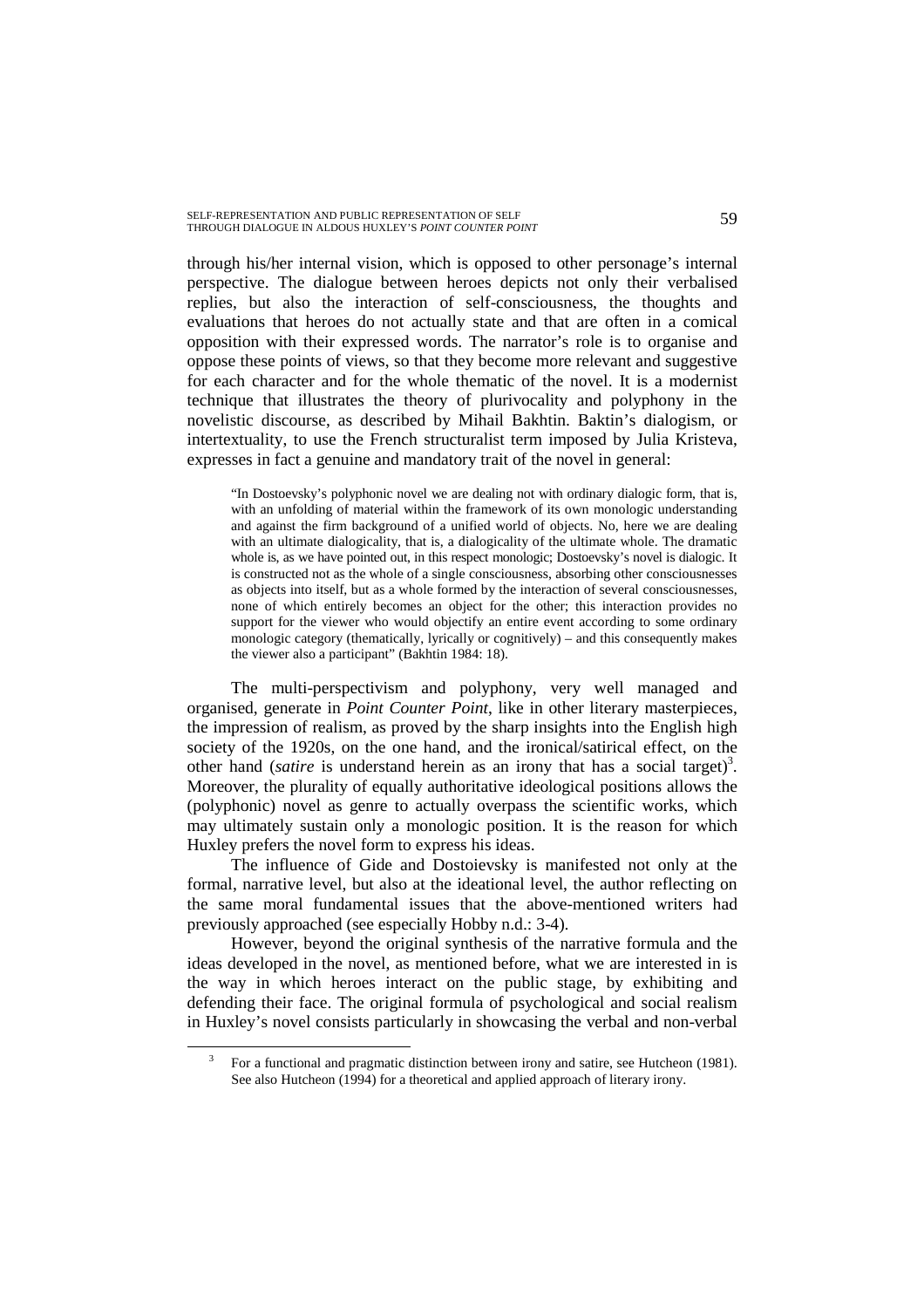through his/her internal vision, which is opposed to other personage's internal perspective. The dialogue between heroes depicts not only their verbalised replies, but also the interaction of self-consciousness, the thoughts and evaluations that heroes do not actually state and that are often in a comical opposition with their expressed words. The narrator's role is to organise and oppose these points of views, so that they become more relevant and suggestive for each character and for the whole thematic of the novel. It is a modernist technique that illustrates the theory of plurivocality and polyphony in the novelistic discourse, as described by Mihail Bakhtin. Baktin's dialogism, or intertextuality, to use the French structuralist term imposed by Julia Kristeva, expresses in fact a genuine and mandatory trait of the novel in general:

> "In Dostoevsky's polyphonic novel we are dealing not with ordinary dialogic form, that is, with an unfolding of material within the framework of its own monologic understanding and against the firm background of a unified world of objects. No, here we are dealing with an ultimate dialogicality, that is, a dialogicality of the ultimate whole. The dramatic whole is, as we have pointed out, in this respect monologic; Dostoevsky's novel is dialogic. It is constructed not as the whole of a single consciousness, absorbing other consciousnesses as objects into itself, but as a whole formed by the interaction of several consciousnesses, none of which entirely becomes an object for the other; this interaction provides no support for the viewer who would objectify an entire event according to some ordinary monologic category (thematically, lyrically or cognitively) – and this consequently makes the viewer also a participant" (Bakhtin 1984: 18).

The multi-perspectivism and polyphony, very well managed and organised, generate in *Point Counter Point*, like in other literary masterpieces, the impression of realism, as proved by the sharp insights into the English high society of the 1920s, on the one hand, and the ironical/satirical effect, on the other hand (*satire* is understand herein as an irony that has a social target)[3]. Moreover, the plurality of equally authoritative ideological positions allows the (polyphonic) novel as genre to actually overpass the scientific works, which may ultimately sustain only a monologic position. It is the reason for which Huxley prefers the novel form to express his ideas.

The influence of Gide and Dostoievsky is manifested not only at the formal, narrative level, but also at the ideational level, the author reflecting on the same moral fundamental issues that the above-mentioned writers had previously approached (see especially Hobby n.d.: 3-4).

However, beyond the original synthesis of the narrative formula and the ideas developed in the novel, as mentioned before, what we are interested in is the way in which heroes interact on the public stage, by exhibiting and defending their face. The original formula of psychological and social realism in Huxley's novel consists particularly in showcasing the verbal and non-verbal

[3] For a functional and pragmatic distinction between irony and satire, see Hutcheon (1981). See also Hutcheon (1994) for a theoretical and applied approach of literary irony.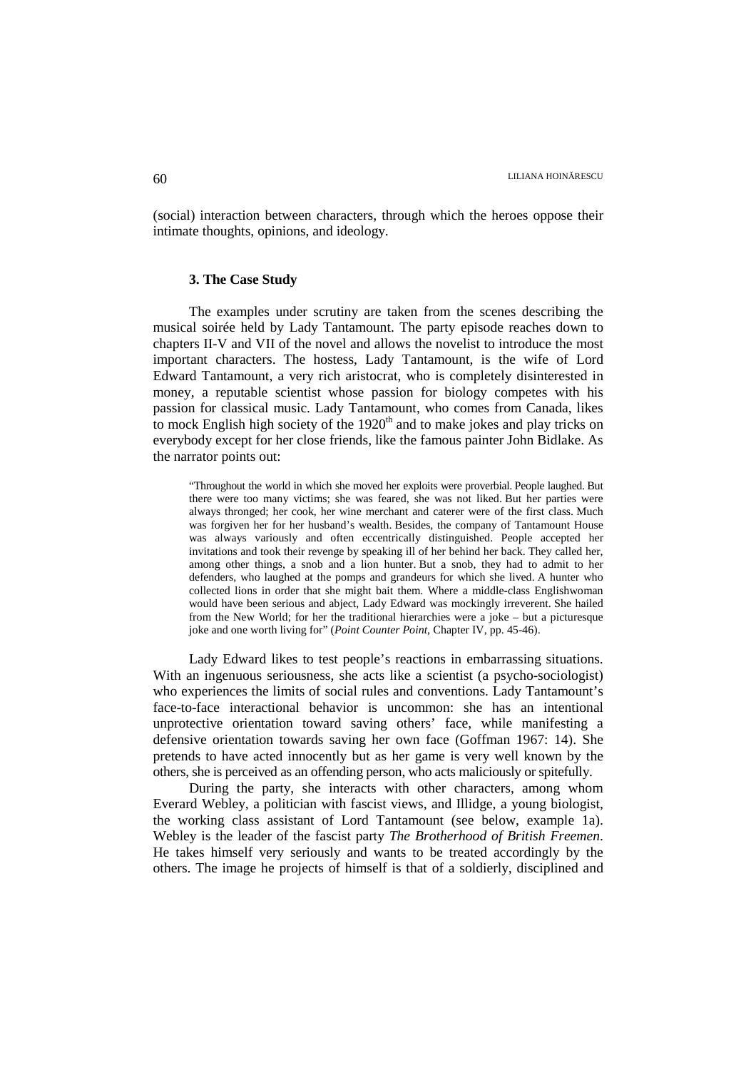(social) interaction between characters, through which the heroes oppose their intimate thoughts, opinions, and ideology.

### 3. The Case Study

The examples under scrutiny are taken from the scenes describing the musical soirée held by Lady Tantamount. The party episode reaches down to chapters II-V and VII of the novel and allows the novelist to introduce the most important characters. The hostess, Lady Tantamount, is the wife of Lord Edward Tantamount, a very rich aristocrat, who is completely disinterested in money, a reputable scientist whose passion for biology competes with his passion for classical music. Lady Tantamount, who comes from Canada, likes to mock English high society of the 1920th and to make jokes and play tricks on everybody except for her close friends, like the famous painter John Bidlake. As the narrator points out:

> "Throughout the world in which she moved her exploits were proverbial. People laughed. But there were too many victims; she was feared, she was not liked. But her parties were always thronged; her cook, her wine merchant and caterer were of the first class. Much was forgiven her for her husband's wealth. Besides, the company of Tantamount House was always variously and often eccentrically distinguished. People accepted her invitations and took their revenge by speaking ill of her behind her back. They called her, among other things, a snob and a lion hunter. But a snob, they had to admit to her defenders, who laughed at the pomps and grandeurs for which she lived. A hunter who collected lions in order that she might bait them. Where a middle-class Englishwoman would have been serious and abject, Lady Edward was mockingly irreverent. She hailed from the New World; for her the traditional hierarchies were a joke – but a picturesque joke and one worth living for" (*Point Counter Point*, Chapter IV, pp. 45-46).

Lady Edward likes to test people's reactions in embarrassing situations. With an ingenuous seriousness, she acts like a scientist (a psycho-sociologist) who experiences the limits of social rules and conventions. Lady Tantamount's face-to-face interactional behavior is uncommon: she has an intentional unprotective orientation toward saving others' face, while manifesting a defensive orientation towards saving her own face (Goffman 1967: 14). She pretends to have acted innocently but as her game is very well known by the others, she is perceived as an offending person, who acts maliciously or spitefully.

During the party, she interacts with other characters, among whom Everard Webley, a politician with fascist views, and Illidge, a young biologist, the working class assistant of Lord Tantamount (see below, example 1a). Webley is the leader of the fascist party *The Brotherhood of British Freemen*. He takes himself very seriously and wants to be treated accordingly by the others. The image he projects of himself is that of a soldierly, disciplined and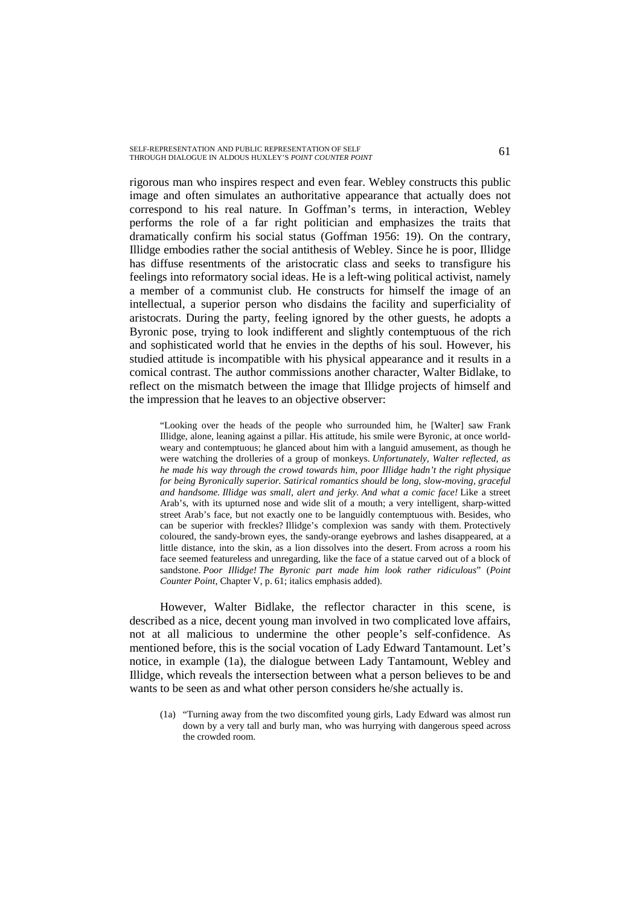rigorous man who inspires respect and even fear. Webley constructs this public image and often simulates an authoritative appearance that actually does not correspond to his real nature. In Goffman's terms, in interaction, Webley performs the role of a far right politician and emphasizes the traits that dramatically confirm his social status (Goffman 1956: 19). On the contrary, Illidge embodies rather the social antithesis of Webley. Since he is poor, Illidge has diffuse resentments of the aristocratic class and seeks to transfigure his feelings into reformatory social ideas. He is a left-wing political activist, namely a member of a communist club. He constructs for himself the image of an intellectual, a superior person who disdains the facility and superficiality of aristocrats. During the party, feeling ignored by the other guests, he adopts a Byronic pose, trying to look indifferent and slightly contemptuous of the rich and sophisticated world that he envies in the depths of his soul. However, his studied attitude is incompatible with his physical appearance and it results in a comical contrast. The author commissions another character, Walter Bidlake, to reflect on the mismatch between the image that Illidge projects of himself and the impression that he leaves to an objective observer:

> "Looking over the heads of the people who surrounded him, he [Walter] saw Frank Illidge, alone, leaning against a pillar. His attitude, his smile were Byronic, at once world-weary and contemptuous; he glanced about him with a languid amusement, as though he were watching the drolleries of a group of monkeys. *Unfortunately, Walter reflected, as he made his way through the crowd towards him, poor Illidge hadn't the right physique for being Byronically superior. Satirical romantics should be long, slow-moving, graceful and handsome. Illidge was small, alert and jerky. And what a comic face!* Like a street Arab's, with its upturned nose and wide slit of a mouth; a very intelligent, sharp-witted street Arab's face, but not exactly one to be languidly contemptuous with. Besides, who can be superior with freckles? Illidge's complexion was sandy with them. Protectively coloured, the sandy-brown eyes, the sandy-orange eyebrows and lashes disappeared, at a little distance, into the skin, as a lion dissolves into the desert. From across a room his face seemed featureless and unregarding, like the face of a statue carved out of a block of sandstone. *Poor Illidge! The Byronic part made him look rather ridiculous*" (*Point Counter Point*, Chapter V, p. 61; italics emphasis added).

However, Walter Bidlake, the reflector character in this scene, is described as a nice, decent young man involved in two complicated love affairs, not at all malicious to undermine the other people's self-confidence. As mentioned before, this is the social vocation of Lady Edward Tantamount. Let's notice, in example (1a), the dialogue between Lady Tantamount, Webley and Illidge, which reveals the intersection between what a person believes to be and wants to be seen as and what other person considers he/she actually is.

> (1a) "Turning away from the two discomfited young girls, Lady Edward was almost run down by a very tall and burly man, who was hurrying with dangerous speed across the crowded room.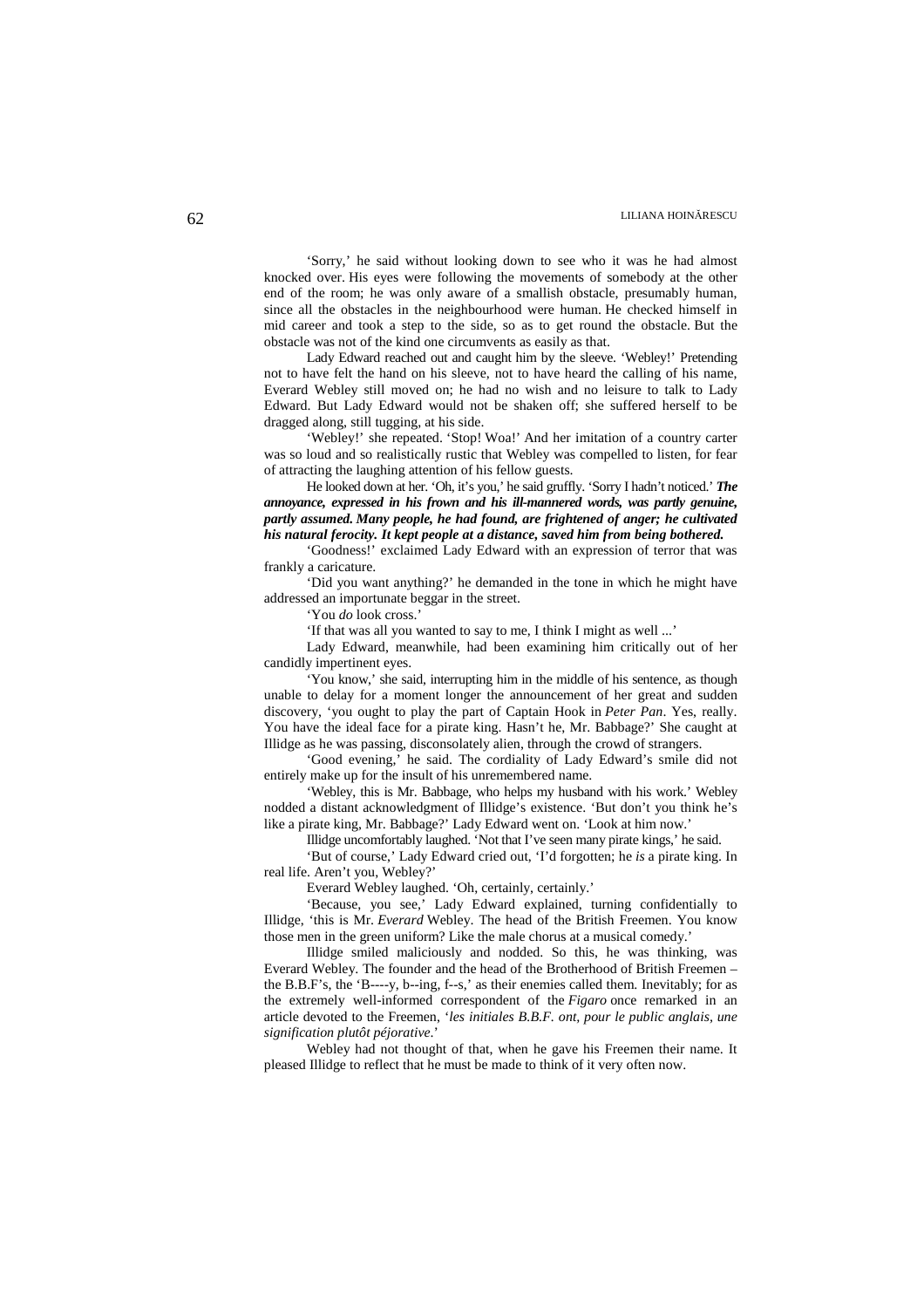'Sorry,' he said without looking down to see who it was he had almost knocked over. His eyes were following the movements of somebody at the other end of the room; he was only aware of a smallish obstacle, presumably human, since all the obstacles in the neighbourhood were human. He checked himself in mid career and took a step to the side, so as to get round the obstacle. But the obstacle was not of the kind one circumvents as easily as that.

Lady Edward reached out and caught him by the sleeve. 'Webley!' Pretending not to have felt the hand on his sleeve, not to have heard the calling of his name, Everard Webley still moved on; he had no wish and no leisure to talk to Lady Edward. But Lady Edward would not be shaken off; she suffered herself to be dragged along, still tugging, at his side.

'Webley!' she repeated. 'Stop! Woa!' And her imitation of a country carter was so loud and so realistically rustic that Webley was compelled to listen, for fear of attracting the laughing attention of his fellow guests.

He looked down at her. 'Oh, it's you,' he said gruffly. 'Sorry I hadn't noticed.' ***The annoyance, expressed in his frown and his ill-mannered words, was partly genuine, partly assumed. Many people, he had found, are frightened of anger; he cultivated his natural ferocity. It kept people at a distance, saved him from being bothered.***

'Goodness!' exclaimed Lady Edward with an expression of terror that was frankly a caricature.

'Did you want anything?' he demanded in the tone in which he might have addressed an importunate beggar in the street.

'You *do* look cross.'

'If that was all you wanted to say to me, I think I might as well ...'

Lady Edward, meanwhile, had been examining him critically out of her candidly impertinent eyes.

'You know,' she said, interrupting him in the middle of his sentence, as though unable to delay for a moment longer the announcement of her great and sudden discovery, 'you ought to play the part of Captain Hook in *Peter Pan*. Yes, really. You have the ideal face for a pirate king. Hasn't he, Mr. Babbage?' She caught at Illidge as he was passing, disconsolately alien, through the crowd of strangers.

'Good evening,' he said. The cordiality of Lady Edward's smile did not entirely make up for the insult of his unremembered name.

'Webley, this is Mr. Babbage, who helps my husband with his work.' Webley nodded a distant acknowledgment of Illidge's existence. 'But don't you think he's like a pirate king, Mr. Babbage?' Lady Edward went on. 'Look at him now.'

Illidge uncomfortably laughed. 'Not that I've seen many pirate kings,' he said.

'But of course,' Lady Edward cried out, 'I'd forgotten; he *is* a pirate king. In real life. Aren't you, Webley?'

Everard Webley laughed. 'Oh, certainly, certainly.'

'Because, you see,' Lady Edward explained, turning confidentially to Illidge, 'this is Mr. *Everard* Webley. The head of the British Freemen. You know those men in the green uniform? Like the male chorus at a musical comedy.'

Illidge smiled maliciously and nodded. So this, he was thinking, was Everard Webley. The founder and the head of the Brotherhood of British Freemen – the B.B.F's, the 'B----y, b--ing, f--s,' as their enemies called them. Inevitably; for as the extremely well-informed correspondent of the *Figaro* once remarked in an article devoted to the Freemen, '*les initiales B.B.F. ont, pour le public anglais, une signification plutôt péjorative*.'

Webley had not thought of that, when he gave his Freemen their name. It pleased Illidge to reflect that he must be made to think of it very often now.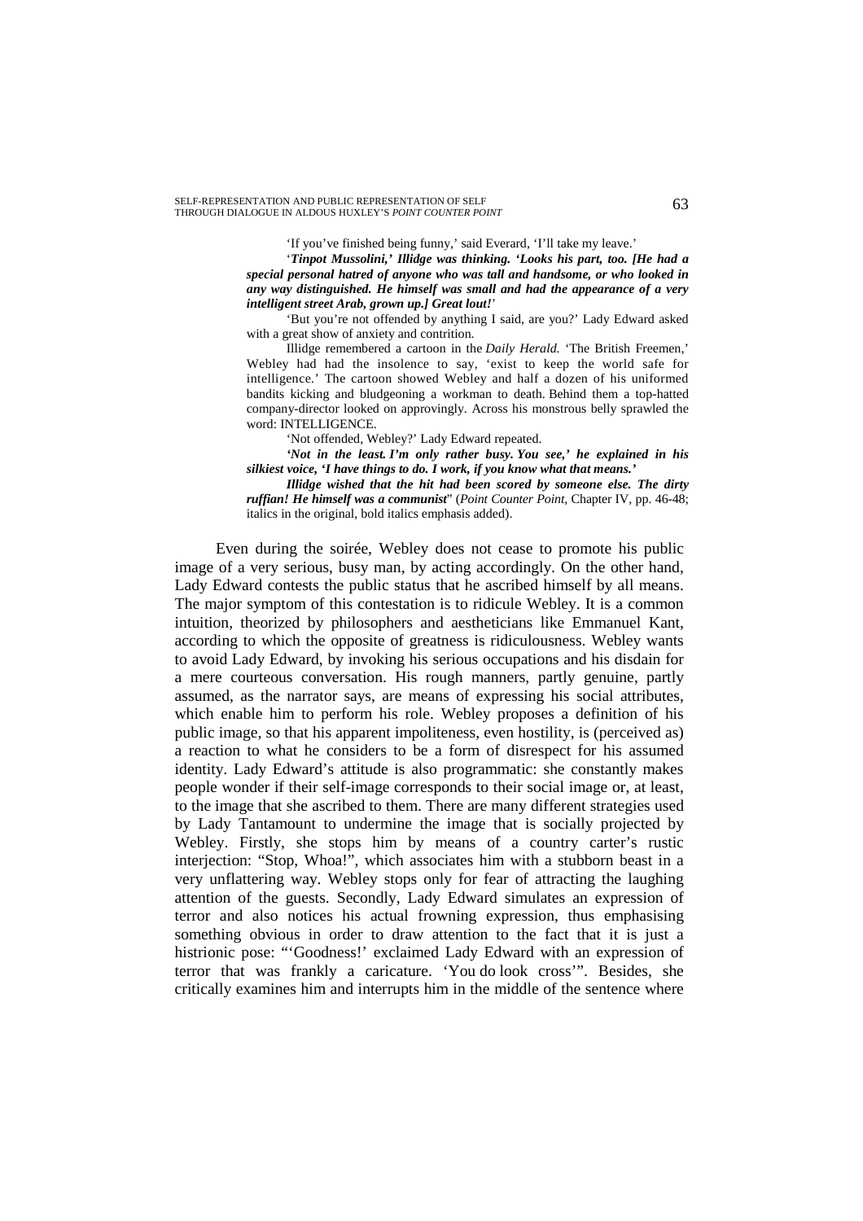> 'If you've finished being funny,' said Everard, 'I'll take my leave.'
>
> '***Tinpot Mussolini,' Illidge was thinking. 'Looks his part, too. [He had a special personal hatred of anyone who was tall and handsome, or who looked in any way distinguished. He himself was small and had the appearance of a very intelligent street Arab, grown up.] Great lout!***'
>
> 'But you're not offended by anything I said, are you?' Lady Edward asked with a great show of anxiety and contrition.
>
> Illidge remembered a cartoon in the *Daily Herald.* 'The British Freemen,' Webley had had the insolence to say, 'exist to keep the world safe for intelligence.' The cartoon showed Webley and half a dozen of his uniformed bandits kicking and bludgeoning a workman to death. Behind them a top-hatted company-director looked on approvingly. Across his monstrous belly sprawled the word: INTELLIGENCE.
>
> 'Not offended, Webley?' Lady Edward repeated.
>
> ***'Not in the least. I'm only rather busy. You see,' he explained in his silkiest voice, 'I have things to do. I work, if you know what that means.'***
>
> ***Illidge wished that the hit had been scored by someone else. The dirty ruffian! He himself was a communist***" (*Point Counter Point*, Chapter IV, pp. 46-48; italics in the original, bold italics emphasis added).

Even during the soirée, Webley does not cease to promote his public image of a very serious, busy man, by acting accordingly. On the other hand, Lady Edward contests the public status that he ascribed himself by all means. The major symptom of this contestation is to ridicule Webley. It is a common intuition, theorized by philosophers and aestheticians like Emmanuel Kant, according to which the opposite of greatness is ridiculousness. Webley wants to avoid Lady Edward, by invoking his serious occupations and his disdain for a mere courteous conversation. His rough manners, partly genuine, partly assumed, as the narrator says, are means of expressing his social attributes, which enable him to perform his role. Webley proposes a definition of his public image, so that his apparent impoliteness, even hostility, is (perceived as) a reaction to what he considers to be a form of disrespect for his assumed identity. Lady Edward's attitude is also programmatic: she constantly makes people wonder if their self-image corresponds to their social image or, at least, to the image that she ascribed to them. There are many different strategies used by Lady Tantamount to undermine the image that is socially projected by Webley. Firstly, she stops him by means of a country carter's rustic interjection: "Stop, Whoa!", which associates him with a stubborn beast in a very unflattering way. Webley stops only for fear of attracting the laughing attention of the guests. Secondly, Lady Edward simulates an expression of terror and also notices his actual frowning expression, thus emphasising something obvious in order to draw attention to the fact that it is just a histrionic pose: "'Goodness!' exclaimed Lady Edward with an expression of terror that was frankly a caricature. 'You do look cross'". Besides, she critically examines him and interrupts him in the middle of the sentence where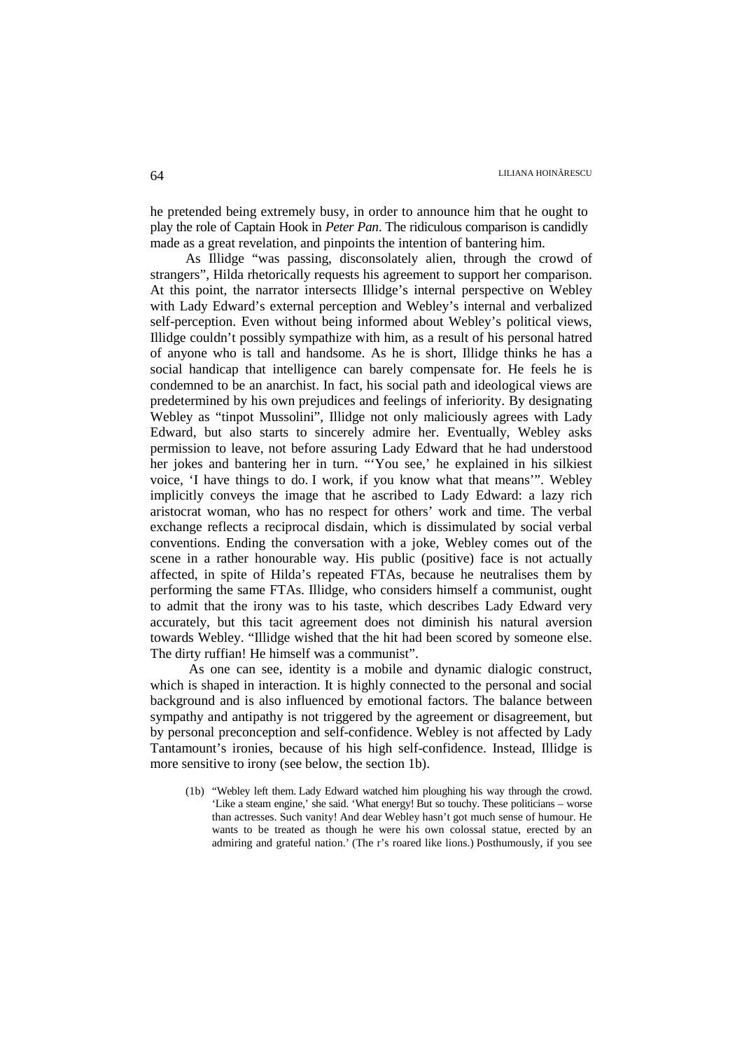he pretended being extremely busy, in order to announce him that he ought to play the role of Captain Hook in *Peter Pan*. The ridiculous comparison is candidly made as a great revelation, and pinpoints the intention of bantering him.

As Illidge "was passing, disconsolately alien, through the crowd of strangers", Hilda rhetorically requests his agreement to support her comparison. At this point, the narrator intersects Illidge's internal perspective on Webley with Lady Edward's external perception and Webley's internal and verbalized self-perception. Even without being informed about Webley's political views, Illidge couldn't possibly sympathize with him, as a result of his personal hatred of anyone who is tall and handsome. As he is short, Illidge thinks he has a social handicap that intelligence can barely compensate for. He feels he is condemned to be an anarchist. In fact, his social path and ideological views are predetermined by his own prejudices and feelings of inferiority. By designating Webley as "tinpot Mussolini", Illidge not only maliciously agrees with Lady Edward, but also starts to sincerely admire her. Eventually, Webley asks permission to leave, not before assuring Lady Edward that he had understood her jokes and bantering her in turn. "'You see,' he explained in his silkiest voice, 'I have things to do. I work, if you know what that means'". Webley implicitly conveys the image that he ascribed to Lady Edward: a lazy rich aristocrat woman, who has no respect for others' work and time. The verbal exchange reflects a reciprocal disdain, which is dissimulated by social verbal conventions. Ending the conversation with a joke, Webley comes out of the scene in a rather honourable way. His public (positive) face is not actually affected, in spite of Hilda's repeated FTAs, because he neutralises them by performing the same FTAs. Illidge, who considers himself a communist, ought to admit that the irony was to his taste, which describes Lady Edward very accurately, but this tacit agreement does not diminish his natural aversion towards Webley. "Illidge wished that the hit had been scored by someone else. The dirty ruffian! He himself was a communist".

As one can see, identity is a mobile and dynamic dialogic construct, which is shaped in interaction. It is highly connected to the personal and social background and is also influenced by emotional factors. The balance between sympathy and antipathy is not triggered by the agreement or disagreement, but by personal preconception and self-confidence. Webley is not affected by Lady Tantamount's ironies, because of his high self-confidence. Instead, Illidge is more sensitive to irony (see below, the section 1b).

> (1b) "Webley left them. Lady Edward watched him ploughing his way through the crowd. 'Like a steam engine,' she said. 'What energy! But so touchy. These politicians – worse than actresses. Such vanity! And dear Webley hasn't got much sense of humour. He wants to be treated as though he were his own colossal statue, erected by an admiring and grateful nation.' (The r's roared like lions.) Posthumously, if you see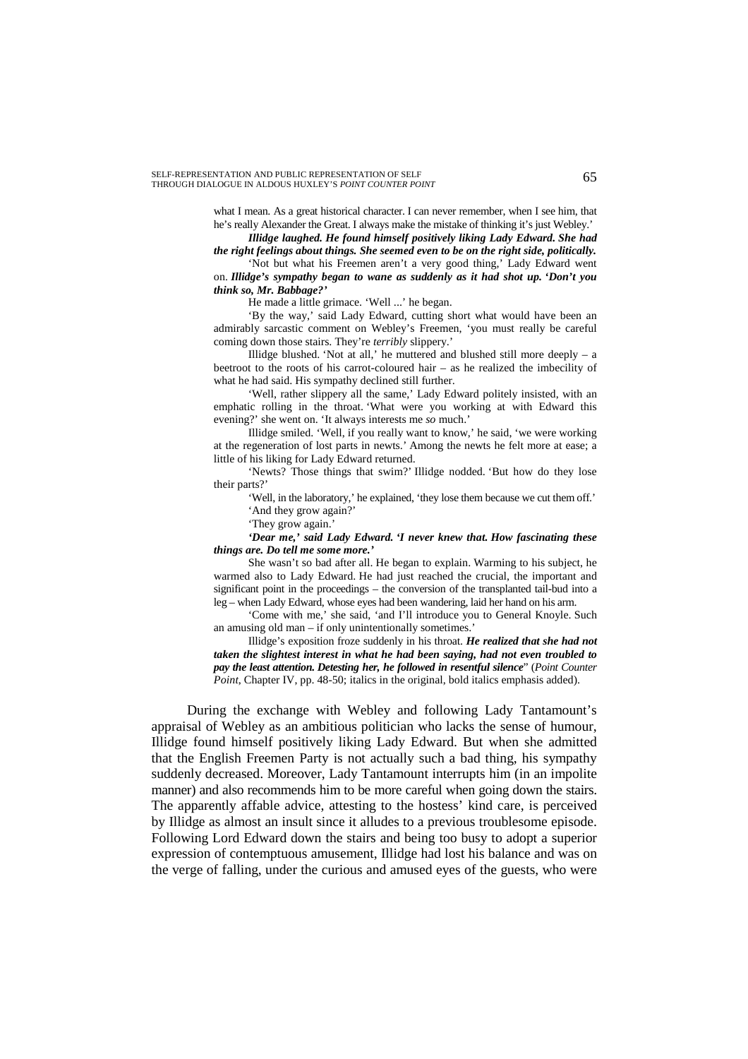what I mean. As a great historical character. I can never remember, when I see him, that he's really Alexander the Great. I always make the mistake of thinking it's just Webley.'

***Illidge laughed. He found himself positively liking Lady Edward. She had the right feelings about things. She seemed even to be on the right side, politically.***

'Not but what his Freemen aren't a very good thing,' Lady Edward went on. ***Illidge's sympathy began to wane as suddenly as it had shot up. 'Don't you think so, Mr. Babbage?'***

He made a little grimace. 'Well ...' he began.

'By the way,' said Lady Edward, cutting short what would have been an admirably sarcastic comment on Webley's Freemen, 'you must really be careful coming down those stairs. They're *terribly* slippery.'

Illidge blushed. 'Not at all,' he muttered and blushed still more deeply – a beetroot to the roots of his carrot-coloured hair – as he realized the imbecility of what he had said. His sympathy declined still further.

'Well, rather slippery all the same,' Lady Edward politely insisted, with an emphatic rolling in the throat. 'What were you working at with Edward this evening?' she went on. 'It always interests me *so* much.'

Illidge smiled. 'Well, if you really want to know,' he said, 'we were working at the regeneration of lost parts in newts.' Among the newts he felt more at ease; a little of his liking for Lady Edward returned.

'Newts? Those things that swim?' Illidge nodded. 'But how do they lose their parts?'

'Well, in the laboratory,' he explained, 'they lose them because we cut them off.'

'And they grow again?'

'They grow again.'

***'Dear me,' said Lady Edward. 'I never knew that. How fascinating these things are. Do tell me some more.'***

She wasn't so bad after all. He began to explain. Warming to his subject, he warmed also to Lady Edward. He had just reached the crucial, the important and significant point in the proceedings – the conversion of the transplanted tail-bud into a leg – when Lady Edward, whose eyes had been wandering, laid her hand on his arm.

'Come with me,' she said, 'and I'll introduce you to General Knoyle. Such an amusing old man – if only unintentionally sometimes.'

Illidge's exposition froze suddenly in his throat. ***He realized that she had not taken the slightest interest in what he had been saying, had not even troubled to pay the least attention. Detesting her, he followed in resentful silence***" (*Point Counter Point*, Chapter IV, pp. 48-50; italics in the original, bold italics emphasis added).

During the exchange with Webley and following Lady Tantamount's appraisal of Webley as an ambitious politician who lacks the sense of humour, Illidge found himself positively liking Lady Edward. But when she admitted that the English Freemen Party is not actually such a bad thing, his sympathy suddenly decreased. Moreover, Lady Tantamount interrupts him (in an impolite manner) and also recommends him to be more careful when going down the stairs. The apparently affable advice, attesting to the hostess' kind care, is perceived by Illidge as almost an insult since it alludes to a previous troublesome episode. Following Lord Edward down the stairs and being too busy to adopt a superior expression of contemptuous amusement, Illidge had lost his balance and was on the verge of falling, under the curious and amused eyes of the guests, who were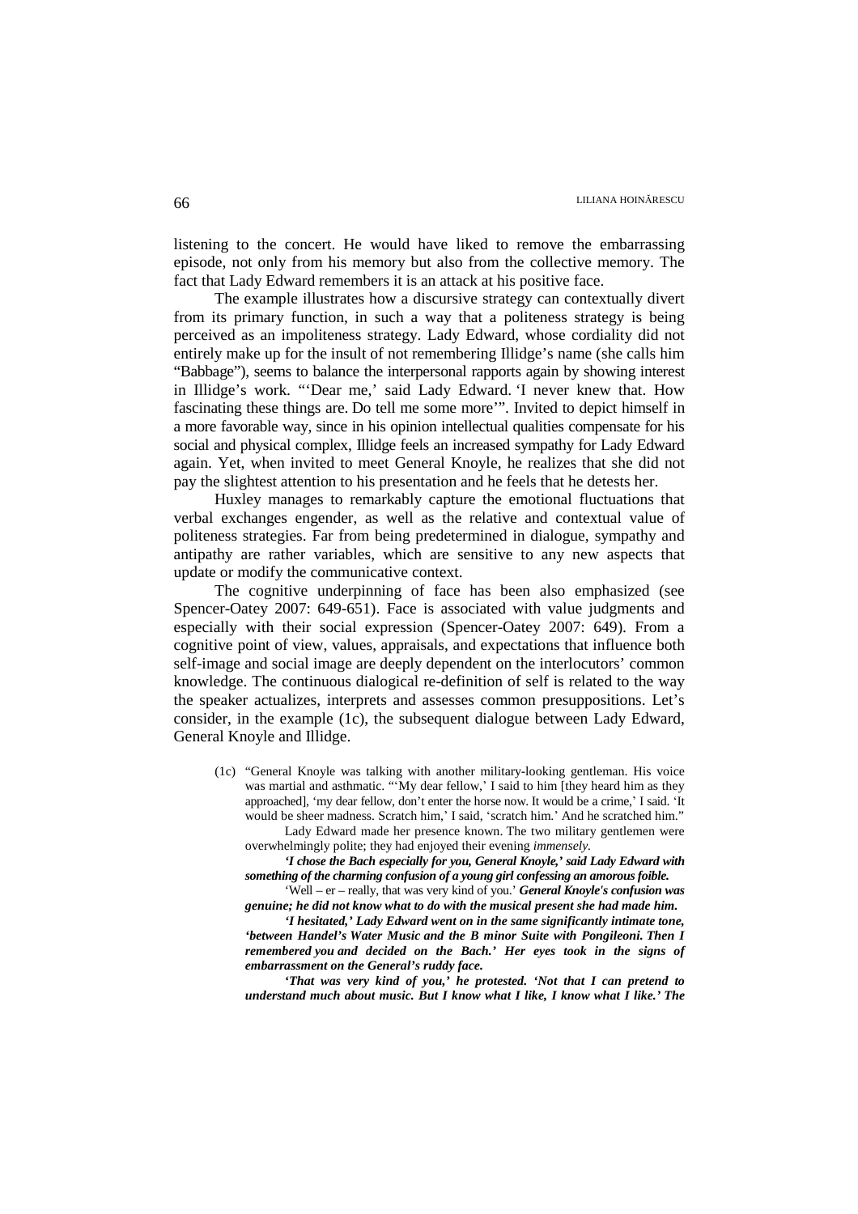listening to the concert. He would have liked to remove the embarrassing episode, not only from his memory but also from the collective memory. The fact that Lady Edward remembers it is an attack at his positive face.

The example illustrates how a discursive strategy can contextually divert from its primary function, in such a way that a politeness strategy is being perceived as an impoliteness strategy. Lady Edward, whose cordiality did not entirely make up for the insult of not remembering Illidge's name (she calls him "Babbage"), seems to balance the interpersonal rapports again by showing interest in Illidge's work. "'Dear me,' said Lady Edward. 'I never knew that. How fascinating these things are. Do tell me some more'". Invited to depict himself in a more favorable way, since in his opinion intellectual qualities compensate for his social and physical complex, Illidge feels an increased sympathy for Lady Edward again. Yet, when invited to meet General Knoyle, he realizes that she did not pay the slightest attention to his presentation and he feels that he detests her.

Huxley manages to remarkably capture the emotional fluctuations that verbal exchanges engender, as well as the relative and contextual value of politeness strategies. Far from being predetermined in dialogue, sympathy and antipathy are rather variables, which are sensitive to any new aspects that update or modify the communicative context.

The cognitive underpinning of face has been also emphasized (see Spencer-Oatey 2007: 649-651). Face is associated with value judgments and especially with their social expression (Spencer-Oatey 2007: 649). From a cognitive point of view, values, appraisals, and expectations that influence both self-image and social image are deeply dependent on the interlocutors' common knowledge. The continuous dialogical re-definition of self is related to the way the speaker actualizes, interprets and assesses common presuppositions. Let's consider, in the example (1c), the subsequent dialogue between Lady Edward, General Knoyle and Illidge.

(1c) "General Knoyle was talking with another military-looking gentleman. His voice was martial and asthmatic. "'My dear fellow,' I said to him [they heard him as they approached], 'my dear fellow, don't enter the horse now. It would be a crime,' I said. 'It would be sheer madness. Scratch him,' I said, 'scratch him.' And he scratched him."

Lady Edward made her presence known. The two military gentlemen were overwhelmingly polite; they had enjoyed their evening *immensely*.

***'I chose the Bach especially for you, General Knoyle,' said Lady Edward with something of the charming confusion of a young girl confessing an amorous foible.***

'Well – er – really, that was very kind of you.' ***General Knoyle's confusion was genuine; he did not know what to do with the musical present she had made him.***

***'I hesitated,' Lady Edward went on in the same significantly intimate tone, 'between Handel's Water Music and the B minor Suite with Pongileoni. Then I remembered you and decided on the Bach.' Her eyes took in the signs of embarrassment on the General's ruddy face.***

***'That was very kind of you,' he protested. 'Not that I can pretend to understand much about music. But I know what I like, I know what I like.' The***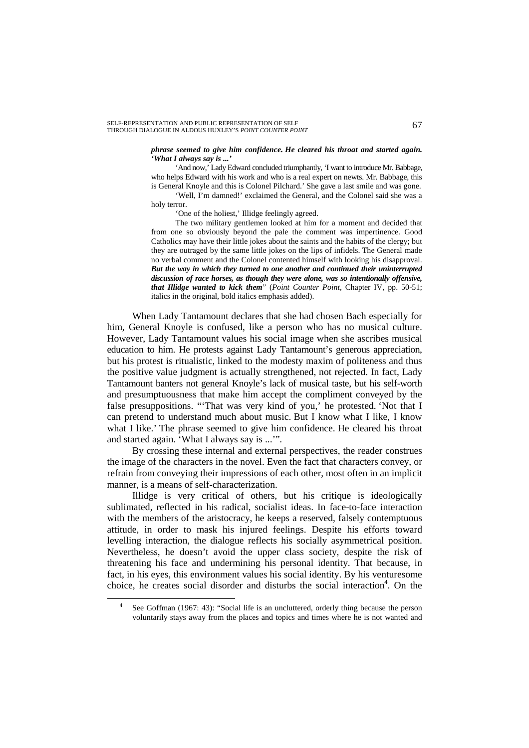> ***phrase seemed to give him confidence. He cleared his throat and started again. 'What I always say is ...'***
>
> 'And now,' Lady Edward concluded triumphantly, 'I want to introduce Mr. Babbage, who helps Edward with his work and who is a real expert on newts. Mr. Babbage, this is General Knoyle and this is Colonel Pilchard.' She gave a last smile and was gone.
>
> 'Well, I'm damned!' exclaimed the General, and the Colonel said she was a holy terror.
>
> 'One of the holiest,' Illidge feelingly agreed.
>
> The two military gentlemen looked at him for a moment and decided that from one so obviously beyond the pale the comment was impertinence. Good Catholics may have their little jokes about the saints and the habits of the clergy; but they are outraged by the same little jokes on the lips of infidels. The General made no verbal comment and the Colonel contented himself with looking his disapproval. ***But the way in which they turned to one another and continued their uninterrupted discussion of race horses, as though they were alone, was so intentionally offensive, that Illidge wanted to kick them***" (*Point Counter Point*, Chapter IV, pp. 50-51; italics in the original, bold italics emphasis added).

When Lady Tantamount declares that she had chosen Bach especially for him, General Knoyle is confused, like a person who has no musical culture. However, Lady Tantamount values his social image when she ascribes musical education to him. He protests against Lady Tantamount's generous appreciation, but his protest is ritualistic, linked to the modesty maxim of politeness and thus the positive value judgment is actually strengthened, not rejected. In fact, Lady Tantamount banters not general Knoyle's lack of musical taste, but his self-worth and presumptuousness that make him accept the compliment conveyed by the false presuppositions. "'That was very kind of you,' he protested. 'Not that I can pretend to understand much about music. But I know what I like, I know what I like.' The phrase seemed to give him confidence. He cleared his throat and started again. 'What I always say is ...'".

By crossing these internal and external perspectives, the reader construes the image of the characters in the novel. Even the fact that characters convey, or refrain from conveying their impressions of each other, most often in an implicit manner, is a means of self-characterization.

Illidge is very critical of others, but his critique is ideologically sublimated, reflected in his radical, socialist ideas. In face-to-face interaction with the members of the aristocracy, he keeps a reserved, falsely contemptuous attitude, in order to mask his injured feelings. Despite his efforts toward levelling interaction, the dialogue reflects his socially asymmetrical position. Nevertheless, he doesn't avoid the upper class society, despite the risk of threatening his face and undermining his personal identity. That because, in fact, in his eyes, this environment values his social identity. By his venturesome choice, he creates social disorder and disturbs the social interaction[4]. On the

[4] See Goffman (1967: 43): "Social life is an uncluttered, orderly thing because the person voluntarily stays away from the places and topics and times where he is not wanted and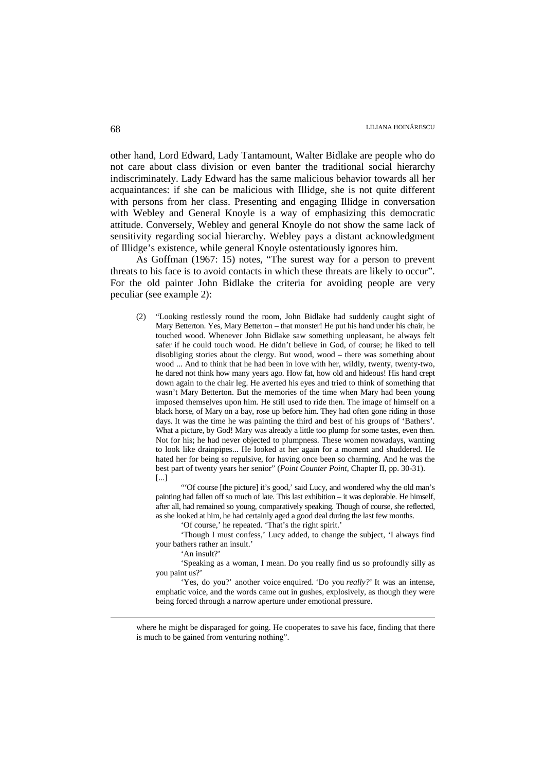other hand, Lord Edward, Lady Tantamount, Walter Bidlake are people who do not care about class division or even banter the traditional social hierarchy indiscriminately. Lady Edward has the same malicious behavior towards all her acquaintances: if she can be malicious with Illidge, she is not quite different with persons from her class. Presenting and engaging Illidge in conversation with Webley and General Knoyle is a way of emphasizing this democratic attitude. Conversely, Webley and general Knoyle do not show the same lack of sensitivity regarding social hierarchy. Webley pays a distant acknowledgment of Illidge's existence, while general Knoyle ostentatiously ignores him.

As Goffman (1967: 15) notes, "The surest way for a person to prevent threats to his face is to avoid contacts in which these threats are likely to occur". For the old painter John Bidlake the criteria for avoiding people are very peculiar (see example 2):

> (2) "Looking restlessly round the room, John Bidlake had suddenly caught sight of Mary Betterton. Yes, Mary Betterton – that monster! He put his hand under his chair, he touched wood. Whenever John Bidlake saw something unpleasant, he always felt safer if he could touch wood. He didn't believe in God, of course; he liked to tell disobliging stories about the clergy. But wood, wood – there was something about wood ... And to think that he had been in love with her, wildly, twenty, twenty-two, he dared not think how many years ago. How fat, how old and hideous! His hand crept down again to the chair leg. He averted his eyes and tried to think of something that wasn't Mary Betterton. But the memories of the time when Mary had been young imposed themselves upon him. He still used to ride then. The image of himself on a black horse, of Mary on a bay, rose up before him. They had often gone riding in those days. It was the time he was painting the third and best of his groups of 'Bathers'. What a picture, by God! Mary was already a little too plump for some tastes, even then. Not for his; he had never objected to plumpness. These women nowadays, wanting to look like drainpipes... He looked at her again for a moment and shuddered. He hated her for being so repulsive, for having once been so charming. And he was the best part of twenty years her senior" (*Point Counter Point*, Chapter II, pp. 30-31).
> [...]
>
> "'Of course [the picture] it's good,' said Lucy, and wondered why the old man's painting had fallen off so much of late. This last exhibition – it was deplorable. He himself, after all, had remained so young, comparatively speaking. Though of course, she reflected, as she looked at him, he had certainly aged a good deal during the last few months.
>
> 'Of course,' he repeated. 'That's the right spirit.'
>
> 'Though I must confess,' Lucy added, to change the subject, 'I always find your bathers rather an insult.'
>
> 'An insult?'
>
> 'Speaking as a woman, I mean. Do you really find us so profoundly silly as you paint us?'
>
> 'Yes, do you?' another voice enquired. 'Do you *really?*' It was an intense, emphatic voice, and the words came out in gushes, explosively, as though they were being forced through a narrow aperture under emotional pressure.

---

where he might be disparaged for going. He cooperates to save his face, finding that there is much to be gained from venturing nothing".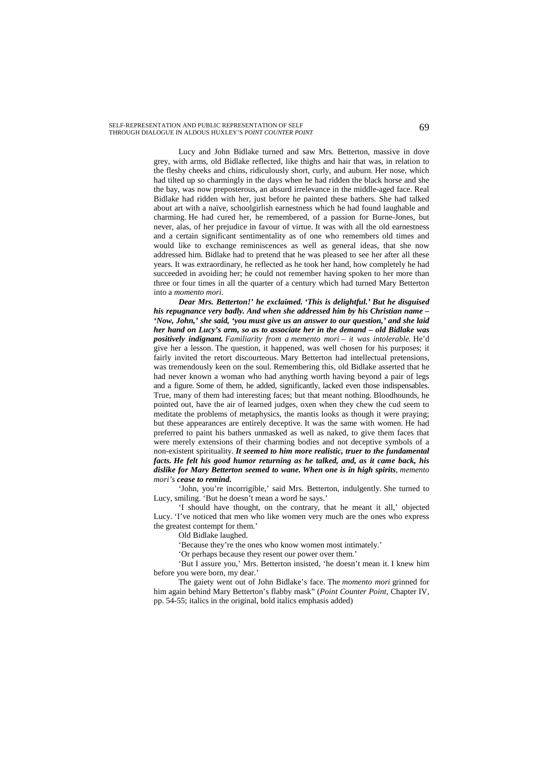Lucy and John Bidlake turned and saw Mrs. Betterton, massive in dove grey, with arms, old Bidlake reflected, like thighs and hair that was, in relation to the fleshy cheeks and chins, ridiculously short, curly, and auburn. Her nose, which had tilted up so charmingly in the days when he had ridden the black horse and she the bay, was now preposterous, an absurd irrelevance in the middle-aged face. Real Bidlake had ridden with her, just before he painted these bathers. She had talked about art with a naïve, schoolgirlish earnestness which he had found laughable and charming. He had cured her, he remembered, of a passion for Burne-Jones, but never, alas, of her prejudice in favour of virtue. It was with all the old earnestness and a certain significant sentimentality as of one who remembers old times and would like to exchange reminiscences as well as general ideas, that she now addressed him. Bidlake had to pretend that he was pleased to see her after all these years. It was extraordinary, he reflected as he took her hand, how completely he had succeeded in avoiding her; he could not remember having spoken to her more than three or four times in all the quarter of a century which had turned Mary Betterton into a *momento mori*.

***Dear Mrs. Betterton!' he exclaimed. 'This is delightful.' But he disguised his repugnance very badly. And when she addressed him by his Christian name – 'Now, John,' she said, 'you must give us an answer to our question,' and she laid her hand on Lucy's arm, so as to associate her in the demand – old Bidlake was positively indignant.*** *Familiarity from a memento mori – it was intolerable.* He'd give her a lesson. The question, it happened, was well chosen for his purposes; it fairly invited the retort discourteous. Mary Betterton had intellectual pretensions, was tremendously keen on the soul. Remembering this, old Bidlake asserted that he had never known a woman who had anything worth having beyond a pair of legs and a figure. Some of them, he added, significantly, lacked even those indispensables. True, many of them had interesting faces; but that meant nothing. Bloodhounds, he pointed out, have the air of learned judges, oxen when they chew the cud seem to meditate the problems of metaphysics, the mantis looks as though it were praying; but these appearances are entirely deceptive. It was the same with women. He had preferred to paint his bathers unmasked as well as naked, to give them faces that were merely extensions of their charming bodies and not deceptive symbols of a non-existent spirituality. ***It seemed to him more realistic, truer to the fundamental facts. He felt his good humor returning as he talked, and, as it came back, his dislike for Mary Betterton seemed to wane. When one is in high spirits****, memento mori's* ***cease to remind.***

'John, you're incorrigible,' said Mrs. Betterton, indulgently. She turned to Lucy, smiling. 'But he doesn't mean a word he says.'

'I should have thought, on the contrary, that he meant it all,' objected Lucy. 'I've noticed that men who like women very much are the ones who express the greatest contempt for them.'

Old Bidlake laughed.

'Because they're the ones who know women most intimately.'

'Or perhaps because they resent our power over them.'

'But I assure you,' Mrs. Betterton insisted, 'he doesn't mean it. I knew him before you were born, my dear.'

The gaiety went out of John Bidlake's face. The *momento mori* grinned for him again behind Mary Betterton's flabby mask" (*Point Counter Point*, Chapter IV, pp. 54-55; italics in the original, bold italics emphasis added)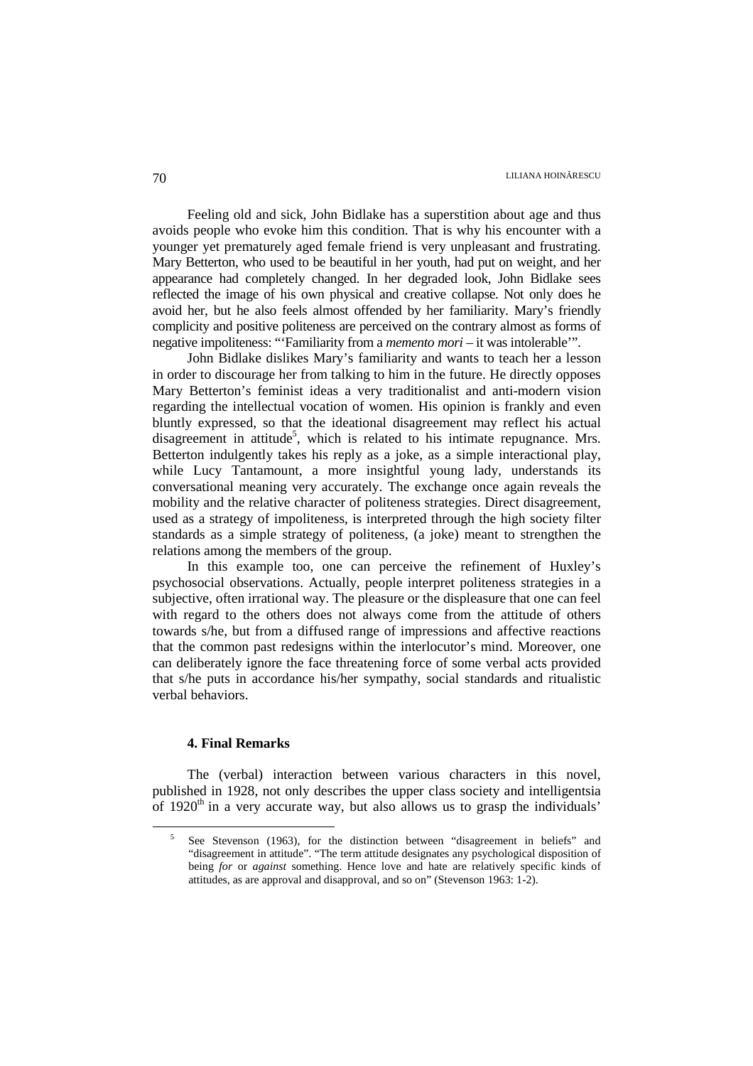Feeling old and sick, John Bidlake has a superstition about age and thus avoids people who evoke him this condition. That is why his encounter with a younger yet prematurely aged female friend is very unpleasant and frustrating. Mary Betterton, who used to be beautiful in her youth, had put on weight, and her appearance had completely changed. In her degraded look, John Bidlake sees reflected the image of his own physical and creative collapse. Not only does he avoid her, but he also feels almost offended by her familiarity. Mary's friendly complicity and positive politeness are perceived on the contrary almost as forms of negative impoliteness: "'Familiarity from a *memento mori* – it was intolerable'".

John Bidlake dislikes Mary's familiarity and wants to teach her a lesson in order to discourage her from talking to him in the future. He directly opposes Mary Betterton's feminist ideas a very traditionalist and anti-modern vision regarding the intellectual vocation of women. His opinion is frankly and even bluntly expressed, so that the ideational disagreement may reflect his actual disagreement in attitude[5], which is related to his intimate repugnance. Mrs. Betterton indulgently takes his reply as a joke, as a simple interactional play, while Lucy Tantamount, a more insightful young lady, understands its conversational meaning very accurately. The exchange once again reveals the mobility and the relative character of politeness strategies. Direct disagreement, used as a strategy of impoliteness, is interpreted through the high society filter standards as a simple strategy of politeness, (a joke) meant to strengthen the relations among the members of the group.

In this example too, one can perceive the refinement of Huxley's psychosocial observations. Actually, people interpret politeness strategies in a subjective, often irrational way. The pleasure or the displeasure that one can feel with regard to the others does not always come from the attitude of others towards s/he, but from a diffused range of impressions and affective reactions that the common past redesigns within the interlocutor's mind. Moreover, one can deliberately ignore the face threatening force of some verbal acts provided that s/he puts in accordance his/her sympathy, social standards and ritualistic verbal behaviors.

### 4. Final Remarks

The (verbal) interaction between various characters in this novel, published in 1928, not only describes the upper class society and intelligentsia of 1920[th] in a very accurate way, but also allows us to grasp the individuals'

---

[5] See Stevenson (1963), for the distinction between "disagreement in beliefs" and "disagreement in attitude". "The term attitude designates any psychological disposition of being *for* or *against* something. Hence love and hate are relatively specific kinds of attitudes, as are approval and disapproval, and so on" (Stevenson 1963: 1-2).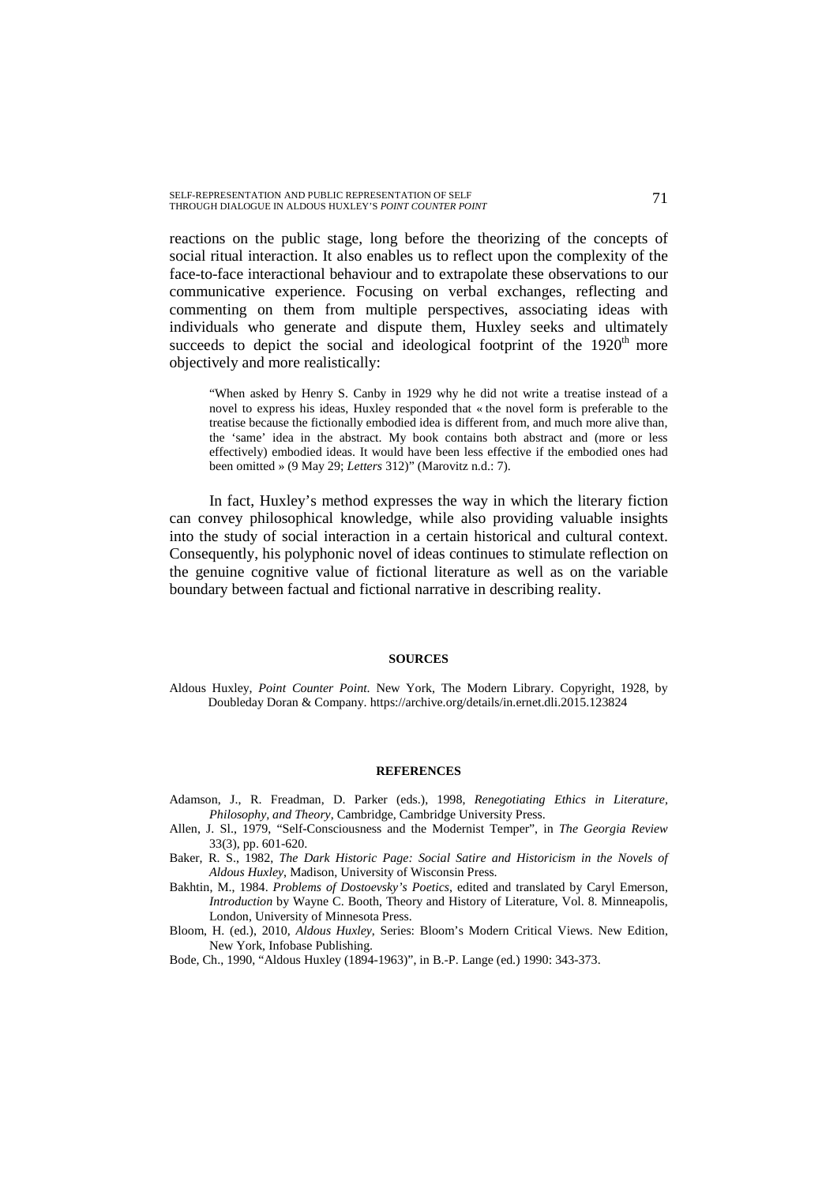reactions on the public stage, long before the theorizing of the concepts of social ritual interaction. It also enables us to reflect upon the complexity of the face-to-face interactional behaviour and to extrapolate these observations to our communicative experience. Focusing on verbal exchanges, reflecting and commenting on them from multiple perspectives, associating ideas with individuals who generate and dispute them, Huxley seeks and ultimately succeeds to depict the social and ideological footprint of the 1920th more objectively and more realistically:

> "When asked by Henry S. Canby in 1929 why he did not write a treatise instead of a novel to express his ideas, Huxley responded that « the novel form is preferable to the treatise because the fictionally embodied idea is different from, and much more alive than, the 'same' idea in the abstract. My book contains both abstract and (more or less effectively) embodied ideas. It would have been less effective if the embodied ones had been omitted » (9 May 29; *Letters* 312)" (Marovitz n.d.: 7).

In fact, Huxley's method expresses the way in which the literary fiction can convey philosophical knowledge, while also providing valuable insights into the study of social interaction in a certain historical and cultural context. Consequently, his polyphonic novel of ideas continues to stimulate reflection on the genuine cognitive value of fictional literature as well as on the variable boundary between factual and fictional narrative in describing reality.

## SOURCES

Aldous Huxley, *Point Counter Point*. New York, The Modern Library. Copyright, 1928, by Doubleday Doran & Company. https://archive.org/details/in.ernet.dli.2015.123824

## REFERENCES

Adamson, J., R. Freadman, D. Parker (eds.), 1998, *Renegotiating Ethics in Literature, Philosophy, and Theory*, Cambridge, Cambridge University Press.

Allen, J. Sl., 1979, "Self-Consciousness and the Modernist Temper", in *The Georgia Review* 33(3), pp. 601-620.

Baker, R. S., 1982, *The Dark Historic Page: Social Satire and Historicism in the Novels of Aldous Huxley*, Madison, University of Wisconsin Press.

Bakhtin, M., 1984. *Problems of Dostoevsky's Poetics*, edited and translated by Caryl Emerson, *Introduction* by Wayne C. Booth, Theory and History of Literature, Vol. 8. Minneapolis, London, University of Minnesota Press.

Bloom, H. (ed.), 2010, *Aldous Huxley*, Series: Bloom's Modern Critical Views. New Edition, New York, Infobase Publishing.

Bode, Ch., 1990, "Aldous Huxley (1894-1963)", in B.-P. Lange (ed.) 1990: 343-373.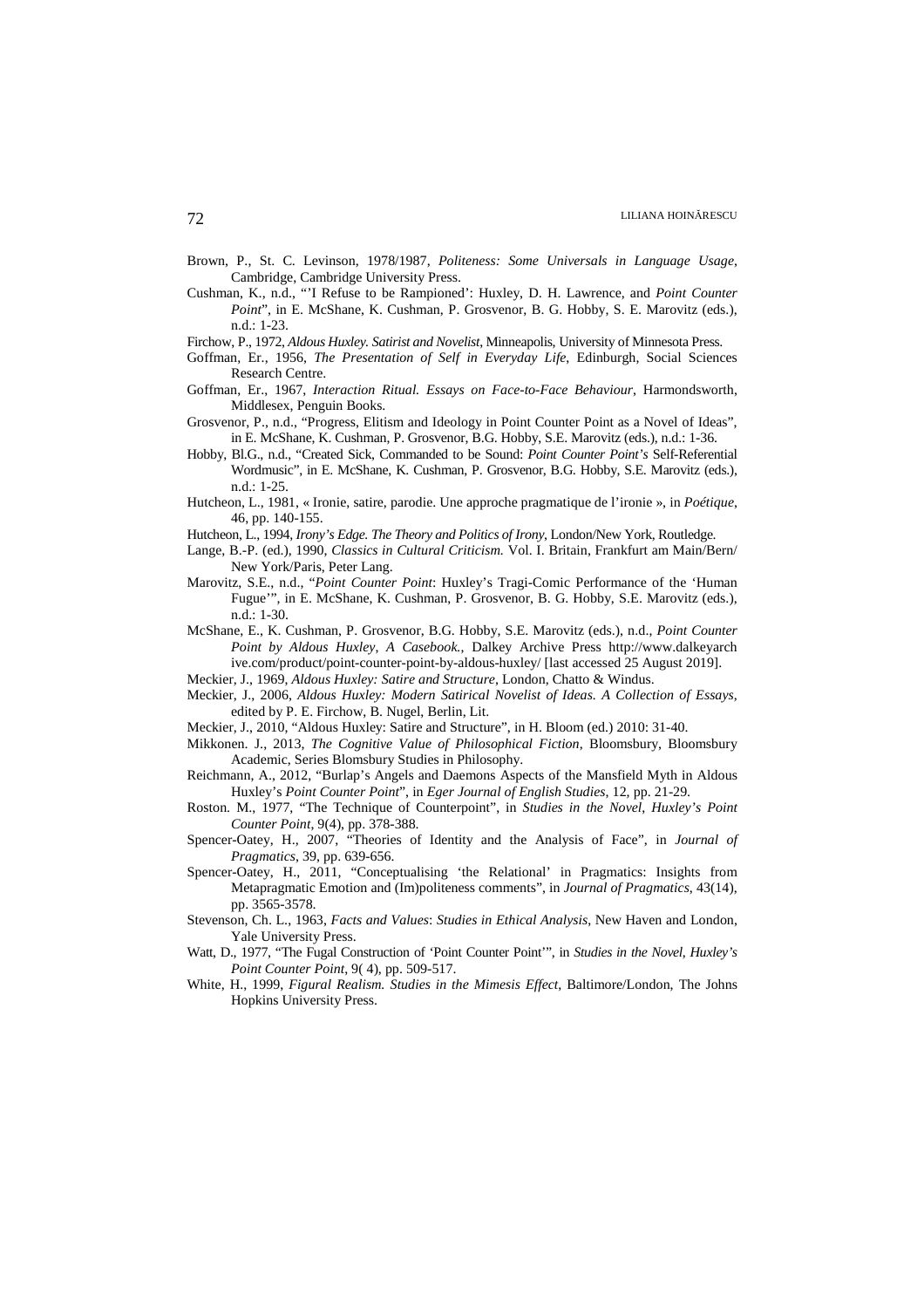Brown, P., St. C. Levinson, 1978/1987, *Politeness: Some Universals in Language Usage*, Cambridge, Cambridge University Press.

Cushman, K., n.d., "'I Refuse to be Rampioned': Huxley, D. H. Lawrence, and *Point Counter Point*", in E. McShane, K. Cushman, P. Grosvenor, B. G. Hobby, S. E. Marovitz (eds.), n.d.: 1-23.

Firchow, P., 1972, *Aldous Huxley. Satirist and Novelist*, Minneapolis, University of Minnesota Press.

Goffman, Er., 1956, *The Presentation of Self in Everyday Life*, Edinburgh, Social Sciences Research Centre.

Goffman, Er., 1967, *Interaction Ritual. Essays on Face-to-Face Behaviour*, Harmondsworth, Middlesex, Penguin Books.

Grosvenor, P., n.d., "Progress, Elitism and Ideology in Point Counter Point as a Novel of Ideas", in E. McShane, K. Cushman, P. Grosvenor, B.G. Hobby, S.E. Marovitz (eds.), n.d.: 1-36.

Hobby, Bl.G., n.d., "Created Sick, Commanded to be Sound: *Point Counter Point's* Self-Referential Wordmusic", in E. McShane, K. Cushman, P. Grosvenor, B.G. Hobby, S.E. Marovitz (eds.), n.d.: 1-25.

Hutcheon, L., 1981, « Ironie, satire, parodie. Une approche pragmatique de l'ironie », in *Poétique*, 46, pp. 140-155.

Hutcheon, L., 1994, *Irony's Edge. The Theory and Politics of Irony*, London/New York, Routledge.

Lange, B.-P. (ed.), 1990, *Classics in Cultural Criticism.* Vol. I. Britain, Frankfurt am Main/Bern/ New York/Paris, Peter Lang.

Marovitz, S.E., n.d., "*Point Counter Point*: Huxley's Tragi-Comic Performance of the 'Human Fugue'", in E. McShane, K. Cushman, P. Grosvenor, B. G. Hobby, S.E. Marovitz (eds.), n.d.: 1-30.

McShane, E., K. Cushman, P. Grosvenor, B.G. Hobby, S.E. Marovitz (eds.), n.d., *Point Counter Point by Aldous Huxley, A Casebook.*, Dalkey Archive Press http://www.dalkeyarchive.com/product/point-counter-point-by-aldous-huxley/ [last accessed 25 August 2019].

Meckier, J., 1969, *Aldous Huxley: Satire and Structure*, London, Chatto & Windus.

Meckier, J., 2006, *Aldous Huxley: Modern Satirical Novelist of Ideas. A Collection of Essays*, edited by P. E. Firchow, B. Nugel, Berlin, Lit.

Meckier, J., 2010, "Aldous Huxley: Satire and Structure", in H. Bloom (ed.) 2010: 31-40.

Mikkonen. J., 2013, *The Cognitive Value of Philosophical Fiction*, Bloomsbury, Bloomsbury Academic, Series Blomsbury Studies in Philosophy.

Reichmann, A., 2012, "Burlap's Angels and Daemons Aspects of the Mansfield Myth in Aldous Huxley's *Point Counter Point*", in *Eger Journal of English Studies*, 12, pp. 21-29.

Roston. M., 1977, "The Technique of Counterpoint", in *Studies in the Novel*, *Huxley's Point Counter Point*, 9(4), pp. 378-388.

Spencer-Oatey, H., 2007, "Theories of Identity and the Analysis of Face", in *Journal of Pragmatics*, 39, pp. 639-656.

Spencer-Oatey, H., 2011, "Conceptualising 'the Relational' in Pragmatics: Insights from Metapragmatic Emotion and (Im)politeness comments", in *Journal of Pragmatics*, 43(14), pp. 3565-3578.

Stevenson, Ch. L., 1963, *Facts and Values*: *Studies in Ethical Analysis*, New Haven and London, Yale University Press.

Watt, D., 1977, "The Fugal Construction of 'Point Counter Point'", in *Studies in the Novel*, *Huxley's Point Counter Point*, 9( 4), pp. 509-517.

White, H., 1999, *Figural Realism. Studies in the Mimesis Effect*, Baltimore/London, The Johns Hopkins University Press.